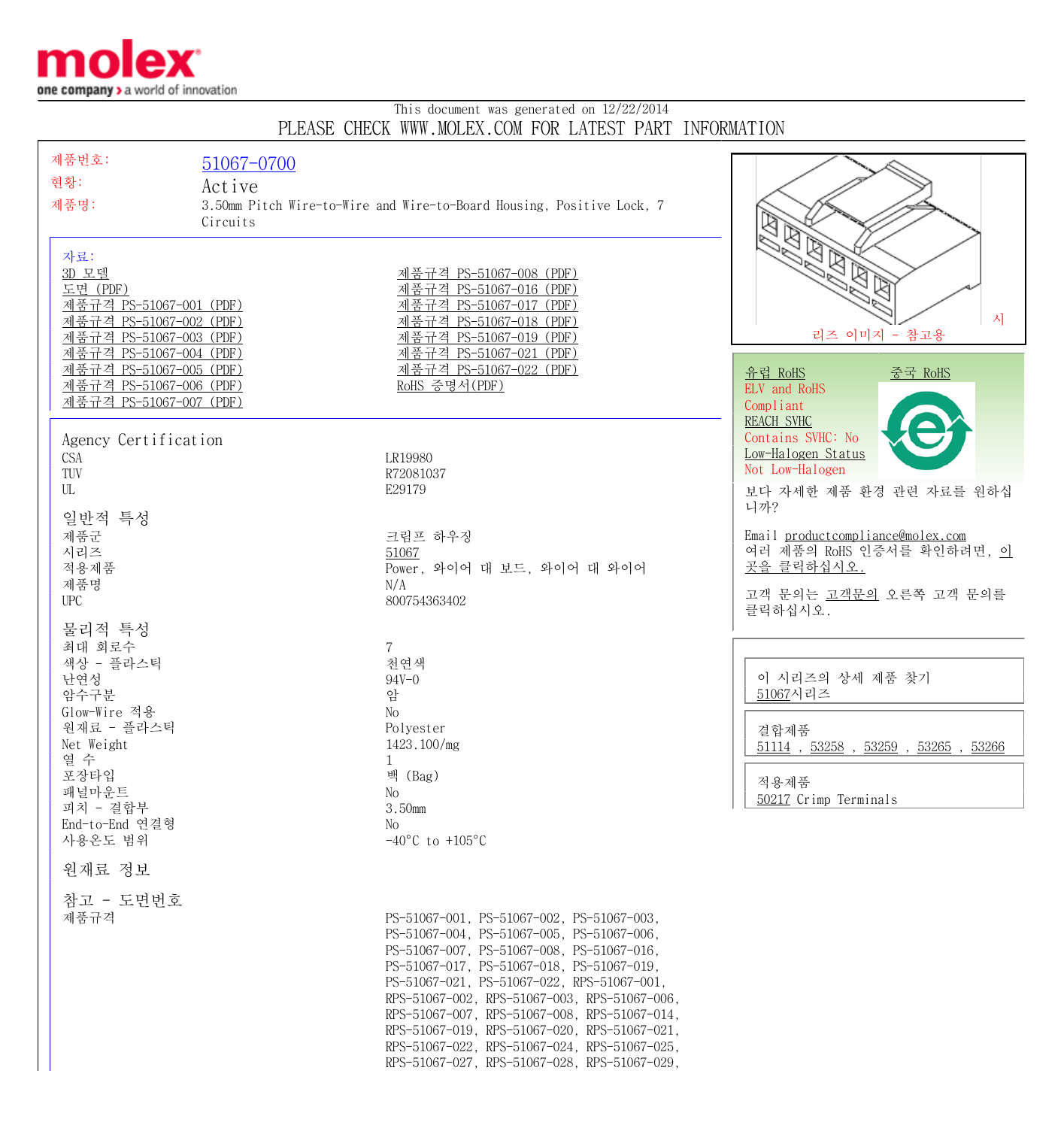This document was generated on 12/22/2014

PLEASE CHECK WWW.MOLEX.COM FOR LATEST PART INFORMATION

제품번호: 51067-0700

현황: Active

제품명: 3.50mm Pitch Wire-to-Wire and Wire-to-Board Housing, Positive Lock, 7 Circuits

자료:

- 3D 모델
- 도면 (PDF)
- 제품규격 PS-51067-001 (PDF)
- 제품규격 PS-51067-002 (PDF)
- 제품규격 PS-51067-003 (PDF)
- 제품규격 PS-51067-004 (PDF)
- 제품규격 PS-51067-005 (PDF)
- 제품규격 PS-51067-006 (PDF)
- 제품규격 PS-51067-007 (PDF)
- 제품규격 PS-51067-008 (PDF)
- 제품규격 PS-51067-016 (PDF)
- 제품규격 PS-51067-017 (PDF)
- 제품규격 PS-51067-018 (PDF)
- 제품규격 PS-51067-019 (PDF)
- 제품규격 PS-51067-021 (PDF)
- 제품규격 PS-51067-022 (PDF)
- RoHS 증명서(PDF)

시리즈 이미지 - 참고용

유럽 RoHS　　중국 RoHS

ELV and RoHS Compliant

REACH SVHC

Contains SVHC: No

Low-Halogen Status

Not Low-Halogen

보다 자세한 제품 환경 관련 자료를 원하십니까?

Email productcompliance@molex.com

여러 제품의 RoHS 인증서를 확인하려면, 이 곳을 클릭하십시오.

고객 문의는 고객문의 오른쪽 고객 문의를 클릭하십시오.

이 시리즈의 상세 제품 찾기

51067시리즈

결합제품

51114 , 53258 , 53259 , 53265 , 53266

적용제품

50217 Crimp Terminals

## Agency Certification

| | |
|---|---|
| CSA | LR19980 |
| TUV | R72081037 |
| UL | E29179 |

## 일반적 특성

| | |
|---|---|
| 제품군 | 크림프 하우징 |
| 시리즈 | 51067 |
| 적용제품 | Power, 와이어 대 보드, 와이어 대 와이어 |
| 제품명 | N/A |
| UPC | 800754363402 |

## 물리적 특성

| | |
|---|---|
| 최대 회로수 | 7 |
| 색상 - 플라스틱 | 천연색 |
| 난연성 | 94V-0 |
| 암수구분 | 암 |
| Glow-Wire 적용 | No |
| 원재료 - 플라스틱 | Polyester |
| Net Weight | 1423.100/mg |
| 열 수 | 1 |
| 포장타입 | 백 (Bag) |
| 패널마운트 | No |
| 피치 - 결합부 | 3.50mm |
| End-to-End 연결형 | No |
| 사용온도 범위 | -40°C to +105°C |

## 원재료 정보

## 참고 - 도면번호

| | |
|---|---|
| 제품규격 | PS-51067-001, PS-51067-002, PS-51067-003, PS-51067-004, PS-51067-005, PS-51067-006, PS-51067-007, PS-51067-008, PS-51067-016, PS-51067-017, PS-51067-018, PS-51067-019, PS-51067-021, PS-51067-022, RPS-51067-001, RPS-51067-002, RPS-51067-003, RPS-51067-006, RPS-51067-007, RPS-51067-008, RPS-51067-014, RPS-51067-019, RPS-51067-020, RPS-51067-021, RPS-51067-022, RPS-51067-024, RPS-51067-025, RPS-51067-027, RPS-51067-028, RPS-51067-029, |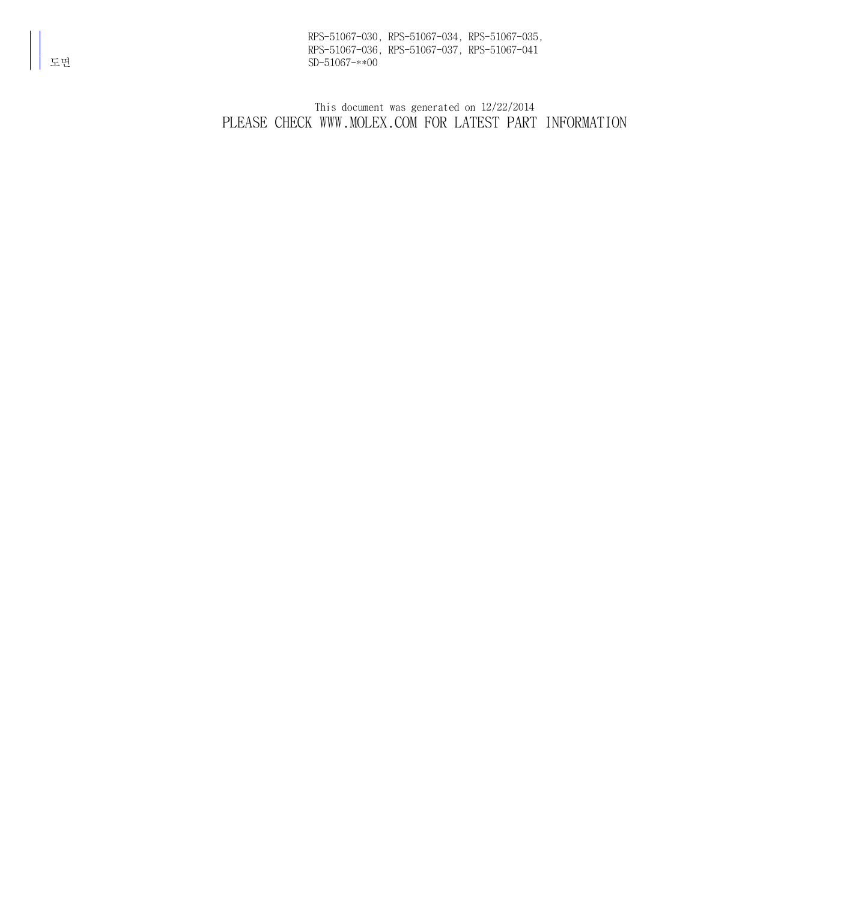도면

RPS-51067-030, RPS-51067-034, RPS-51067-035,
RPS-51067-036, RPS-51067-037, RPS-51067-041
SD-51067-**00

This document was generated on 12/22/2014

PLEASE CHECK WWW.MOLEX.COM FOR LATEST PART INFORMATION